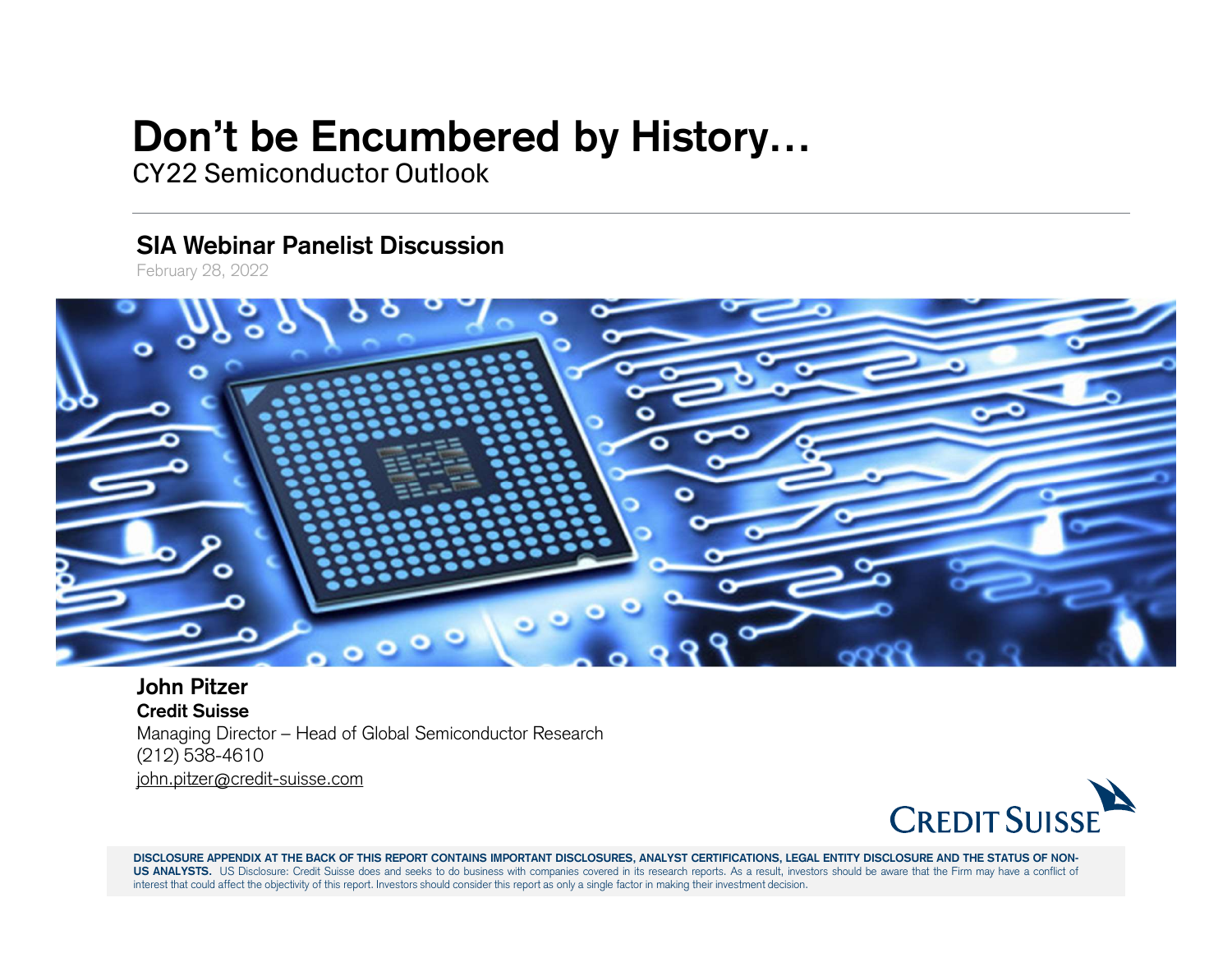# Don't be Encumbered by History…

CY22 Semiconductor Outlook

## SIA Webinar Panelist Discussion

February 28, 2022

**John Pitzer**
**Credit Suisse**
Managing Director – Head of Global Semiconductor Research
(212) 538-4610
john.pitzer@credit-suisse.com

CREDIT SUISSE

**DISCLOSURE APPENDIX AT THE BACK OF THIS REPORT CONTAINS IMPORTANT DISCLOSURES, ANALYST CERTIFICATIONS, LEGAL ENTITY DISCLOSURE AND THE STATUS OF NON-US ANALYSTS.** US Disclosure: Credit Suisse does and seeks to do business with companies covered in its research reports. As a result, investors should be aware that the Firm may have a conflict of interest that could affect the objectivity of this report. Investors should consider this report as only a single factor in making their investment decision.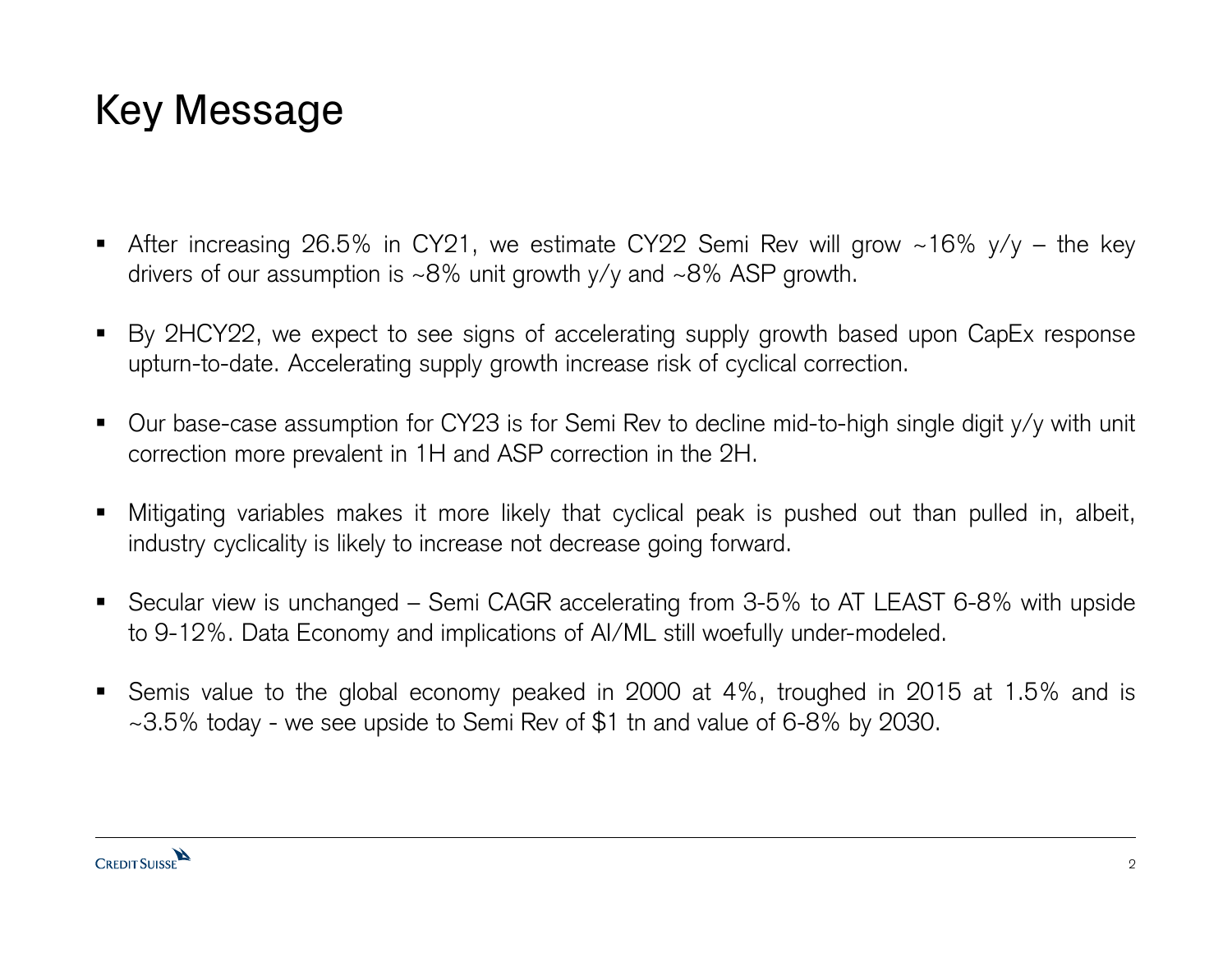# Key Message

- After increasing 26.5% in CY21, we estimate CY22 Semi Rev will grow ~16% y/y – the key drivers of our assumption is ~8% unit growth y/y and ~8% ASP growth.
- By 2HCY22, we expect to see signs of accelerating supply growth based upon CapEx response upturn-to-date. Accelerating supply growth increase risk of cyclical correction.
- Our base-case assumption for CY23 is for Semi Rev to decline mid-to-high single digit y/y with unit correction more prevalent in 1H and ASP correction in the 2H.
- Mitigating variables makes it more likely that cyclical peak is pushed out than pulled in, albeit, industry cyclicality is likely to increase not decrease going forward.
- Secular view is unchanged – Semi CAGR accelerating from 3-5% to AT LEAST 6-8% with upside to 9-12%. Data Economy and implications of AI/ML still woefully under-modeled.
- Semis value to the global economy peaked in 2000 at 4%, troughed in 2015 at 1.5% and is ~3.5% today - we see upside to Semi Rev of $1 tn and value of 6-8% by 2030.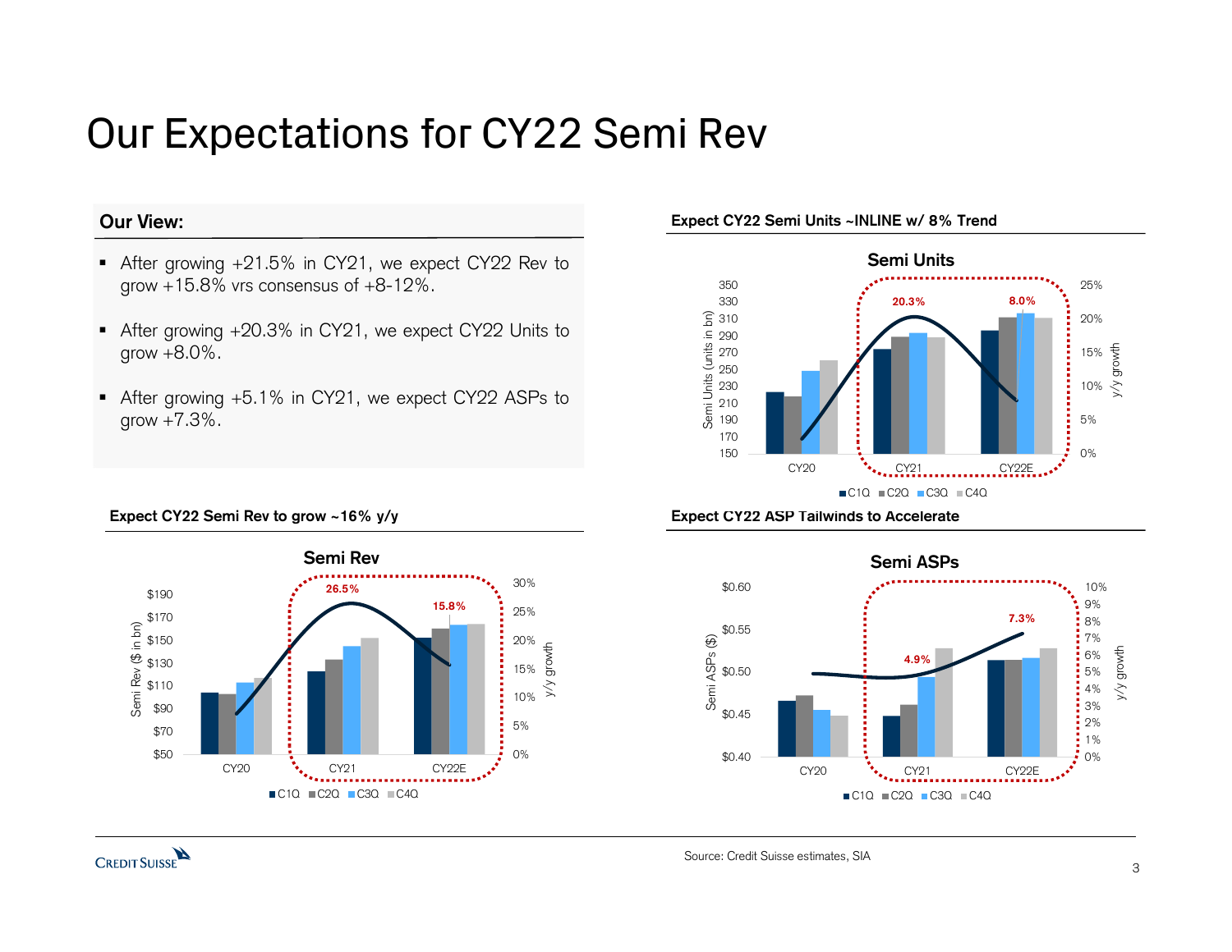# Our Expectations for CY22 Semi Rev

**Our View:**

- After growing +21.5% in CY21, we expect CY22 Rev to grow +15.8% vrs consensus of +8-12%.
- After growing +20.3% in CY21, we expect CY22 Units to grow +8.0%.
- After growing +5.1% in CY21, we expect CY22 ASPs to grow +7.3%.

**Expect CY22 Semi Units ~INLINE w/ 8% Trend**

Semi Units

Semi Units (units in bn)

350
330
310
290
270
250
230
210
190
170
150

y/y growth

25%
20%
15%
10%
5%
0%

20.3%
8.0%

CY20
CY21
CY22E

C1Q C2Q C3Q C4Q

**Expect CY22 Semi Rev to grow ~16% y/y**

Semi Rev

Semi Rev ($ in bn)

$190
$170
$150
$130
$110
$90
$70
$50

y/y growth

30%
25%
20%
15%
10%
5%
0%

26.5%
15.8%

CY20
CY21
CY22E

C1Q C2Q C3Q C4Q

**Expect CY22 ASP Tailwinds to Accelerate**

Semi ASPs

Semi ASPs ($)

$0.60
$0.55
$0.50
$0.45
$0.40

y/y growth

10%
9%
8%
7%
6%
5%
4%
3%
2%
1%
0%

4.9%
7.3%

CY20
CY21
CY22E

C1Q C2Q C3Q C4Q

Source: Credit Suisse estimates, SIA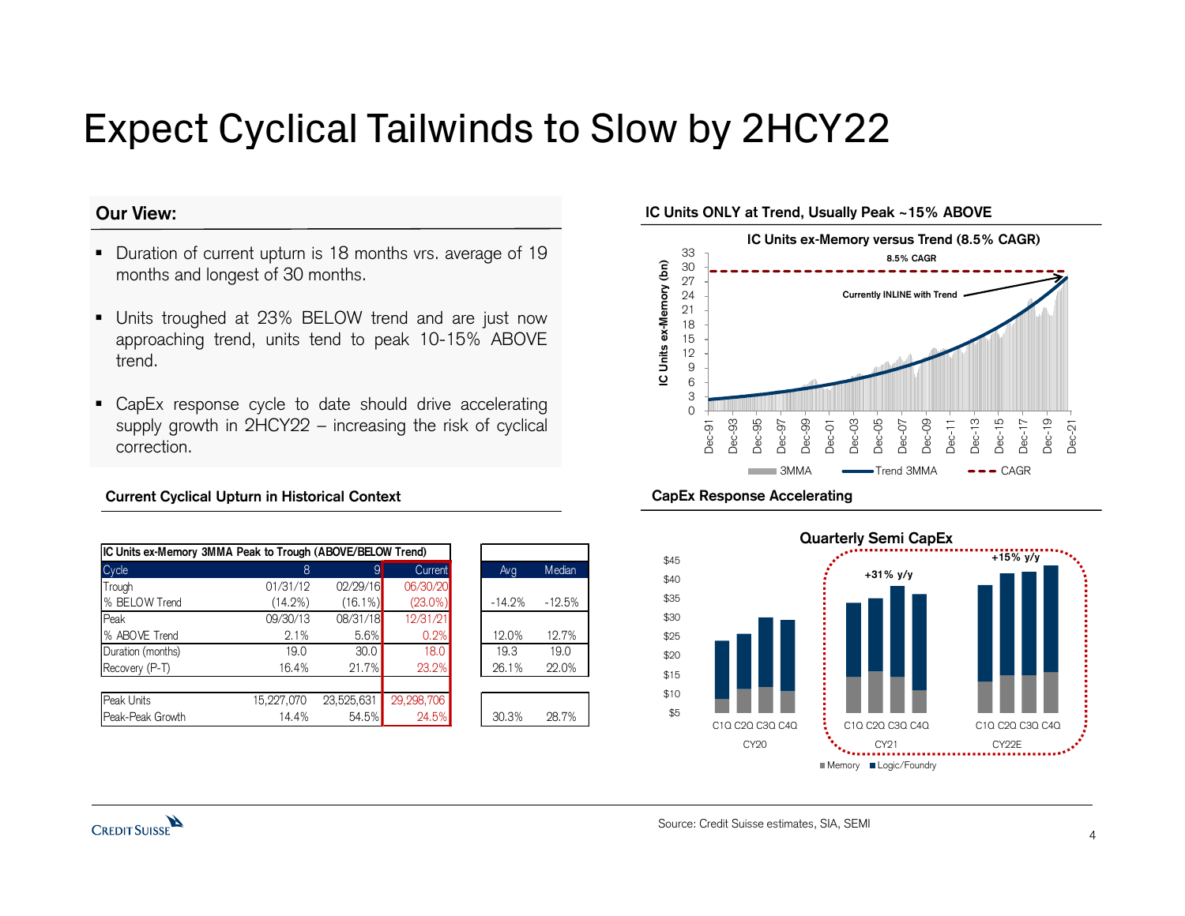# Expect Cyclical Tailwinds to Slow by 2HCY22

## Our View:

- Duration of current upturn is 18 months vrs. average of 19 months and longest of 30 months.
- Units troughed at 23% BELOW trend and are just now approaching trend, units tend to peak 10-15% ABOVE trend.
- CapEx response cycle to date should drive accelerating supply growth in 2HCY22 – increasing the risk of cyclical correction.

### Current Cyclical Upturn in Historical Context

IC Units ex-Memory 3MMA Peak to Trough (ABOVE/BELOW Trend)

| Cycle | 8 | 9 | Current | Avg | Median |
|---|---|---|---|---|---|
| Trough | 01/31/12 | 02/29/16 | 06/30/20 | | |
| % BELOW Trend | (14.2%) | (16.1%) | (23.0%) | -14.2% | -12.5% |
| Peak | 09/30/13 | 08/31/18 | 12/31/21 | | |
| % ABOVE Trend | 2.1% | 5.6% | 0.2% | 12.0% | 12.7% |
| Duration (months) | 19.0 | 30.0 | 18.0 | 19.3 | 19.0 |
| Recovery (P-T) | 16.4% | 21.7% | 23.2% | 26.1% | 22.0% |
| | | | | | |
| Peak Units | 15,227,070 | 23,525,631 | 29,298,706 | | |
| Peak-Peak Growth | 14.4% | 54.5% | 24.5% | 30.3% | 28.7% |

### IC Units ONLY at Trend, Usually Peak ~15% ABOVE

IC Units ex-Memory versus Trend (8.5% CAGR)

8.5% CAGR

Currently INLINE with Trend

IC Units ex-Memory (bn)

33, 30, 27, 24, 21, 18, 15, 12, 9, 6, 3, 0

Dec-91, Dec-93, Dec-95, Dec-97, Dec-99, Dec-01, Dec-03, Dec-05, Dec-07, Dec-09, Dec-11, Dec-13, Dec-15, Dec-17, Dec-19, Dec-21

3MMA — Trend 3MMA — CAGR

### CapEx Response Accelerating

Quarterly Semi CapEx

$45, $40, $35, $30, $25, $20, $15, $10, $5

+31% y/y

+15% y/y

C1Q C2Q C3Q C4Q — CY20

C1Q C2Q C3Q C4Q — CY21

C1Q C2Q C3Q C4Q — CY22E

Memory ■ Logic/Foundry

Source: Credit Suisse estimates, SIA, SEMI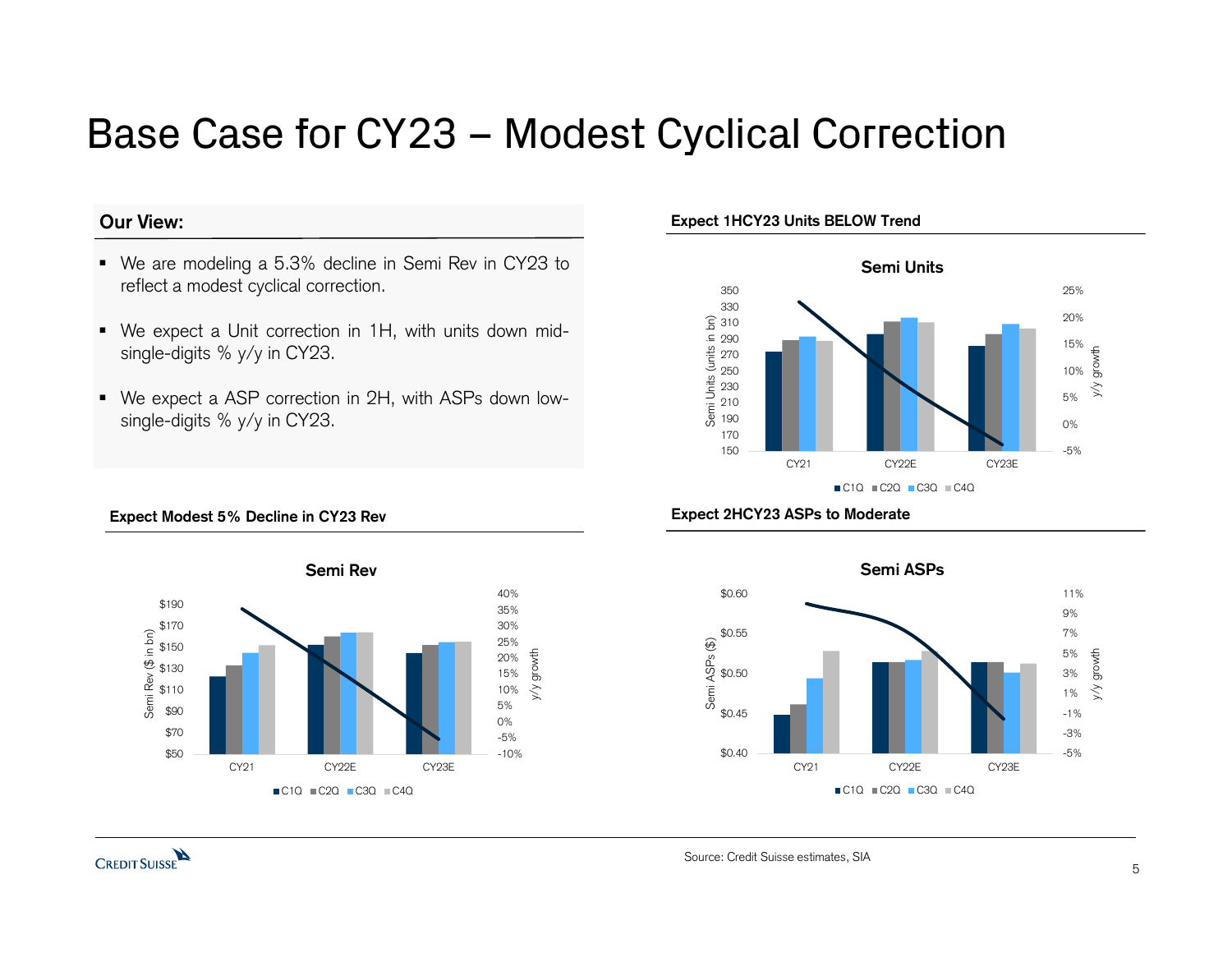# Base Case for CY23 – Modest Cyclical Correction

**Our View:**

- We are modeling a 5.3% decline in Semi Rev in CY23 to reflect a modest cyclical correction.
- We expect a Unit correction in 1H, with units down mid-single-digits % y/y in CY23.
- We expect a ASP correction in 2H, with ASPs down low-single-digits % y/y in CY23.

**Expect 1HCY23 Units BELOW Trend**

Semi Units

Semi Units (units in bn)

350
330
310
290
270
250
230
210
190
170
150

y/y growth

25%
20%
15%
10%
5%
0%
-5%

CY21
CY22E
CY23E

C1Q C2Q C3Q C4Q

**Expect Modest 5% Decline in CY23 Rev**

Semi Rev

Semi Rev ($ in bn)

$190
$170
$150
$130
$110
$90
$70
$50

y/y growth

40%
35%
30%
25%
20%
15%
10%
5%
0%
-5%
-10%

CY21
CY22E
CY23E

C1Q C2Q C3Q C4Q

**Expect 2HCY23 ASPs to Moderate**

Semi ASPs

Semi ASPs ($)

$0.60
$0.55
$0.50
$0.45
$0.40

y/y growth

11%
9%
7%
5%
3%
1%
-1%
-3%
-5%

CY21
CY22E
CY23E

C1Q C2Q C3Q C4Q

Source: Credit Suisse estimates, SIA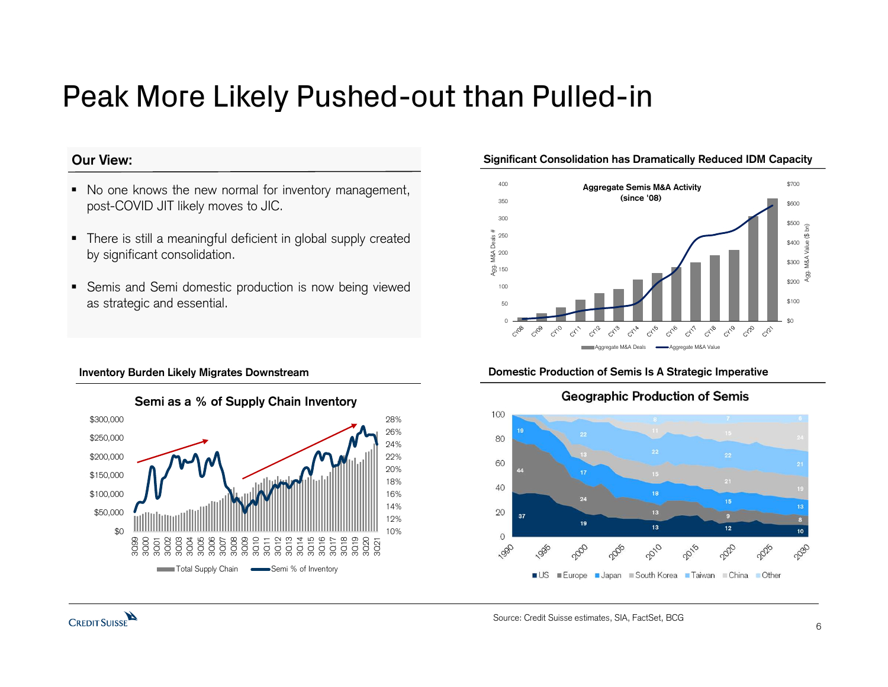# Peak More Likely Pushed-out than Pulled-in

**Our View:**

- No one knows the new normal for inventory management, post-COVID JIT likely moves to JIC.
- There is still a meaningful deficient in global supply created by significant consolidation.
- Semis and Semi domestic production is now being viewed as strategic and essential.

**Significant Consolidation has Dramatically Reduced IDM Capacity**

Aggregate Semis M&A Activity (since '08)

Agg. M&A Deals #: 0, 50, 100, 150, 200, 250, 300, 350, 400

Agg. M&A Value ($ bn): $0, $100, $200, $300, $400, $500, $600, $700

CY08, CY09, CY10, CY11, CY12, CY13, CY14, CY15, CY16, CY17, CY18, CY19, CY20, CY21

Aggregate M&A Deals — Aggregate M&A Value

**Inventory Burden Likely Migrates Downstream**

Semi as a % of Supply Chain Inventory

$0, $50,000, $100,000, $150,000, $200,000, $250,000, $300,000

10%, 12%, 14%, 16%, 18%, 20%, 22%, 24%, 26%, 28%

3Q99, 3Q00, 3Q01, 3Q02, 3Q03, 3Q04, 3Q05, 3Q06, 3Q07, 3Q08, 3Q09, 3Q10, 3Q11, 3Q12, 3Q13, 3Q14, 3Q15, 3Q16, 3Q17, 3Q18, 3Q19, 3Q20, 3Q21

Total Supply Chain — Semi % of Inventory

**Domestic Production of Semis Is A Strategic Imperative**

Geographic Production of Semis

0, 20, 40, 60, 80, 100

1990, 1995, 2000, 2005, 2010, 2015, 2020, 2025, 2030

1990: 37, 44, 19

2000: 19, 24, 17, 13, 22

2010: 13, 13, 18, 15, 22, 11, 8

2020: 12, 9, 15, 21, 22, 15, 7

2030: 10, 8, 13, 19, 21, 24, 6

US, Europe, Japan, South Korea, Taiwan, China, Other

Source: Credit Suisse estimates, SIA, FactSet, BCG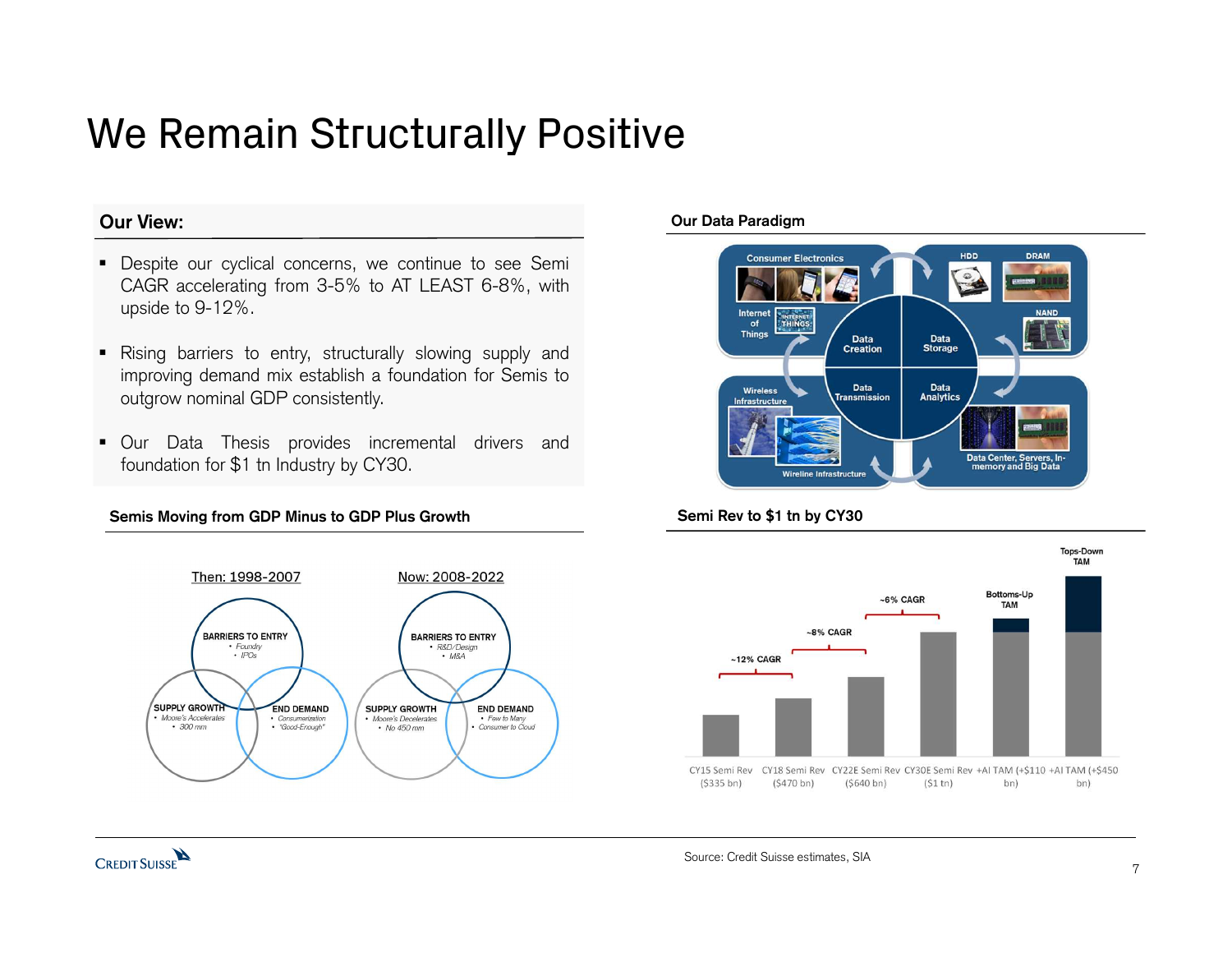# We Remain Structurally Positive

## Our View:

- Despite our cyclical concerns, we continue to see Semi CAGR accelerating from 3-5% to AT LEAST 6-8%, with upside to 9-12%.
- Rising barriers to entry, structurally slowing supply and improving demand mix establish a foundation for Semis to outgrow nominal GDP consistently.
- Our Data Thesis provides incremental drivers and foundation for $1 tn Industry by CY30.

## Our Data Paradigm

Consumer Electronics
Internet of Things
HDD
DRAM
NAND
Data Creation
Data Storage
Data Transmission
Data Analytics
Wireless Infrastructure
Wireline Infrastructure
Data Center, Servers, In-memory and Big Data

## Semis Moving from GDP Minus to GDP Plus Growth

Then: 1998-2007

BARRIERS TO ENTRY
- Foundry
- IPOs

SUPPLY GROWTH
- Moore's Accelerates
- 300 mm

END DEMAND
- Consumerization
- "Good-Enough"

Now: 2008-2022

BARRIERS TO ENTRY
- R&D/Design
- M&A

SUPPLY GROWTH
- Moore's Decelerates
- No 450 mm

END DEMAND
- Few to Many
- Consumer to Cloud

## Semi Rev to $1 tn by CY30

~12% CAGR
~8% CAGR
~6% CAGR
Bottoms-Up TAM
Tops-Down TAM

CY15 Semi Rev ($335 bn)
CY18 Semi Rev ($470 bn)
CY22E Semi Rev ($640 bn)
CY30E Semi Rev ($1 tn)
+AI TAM (+$110 bn)
+AI TAM (+$450 bn)

Source: Credit Suisse estimates, SIA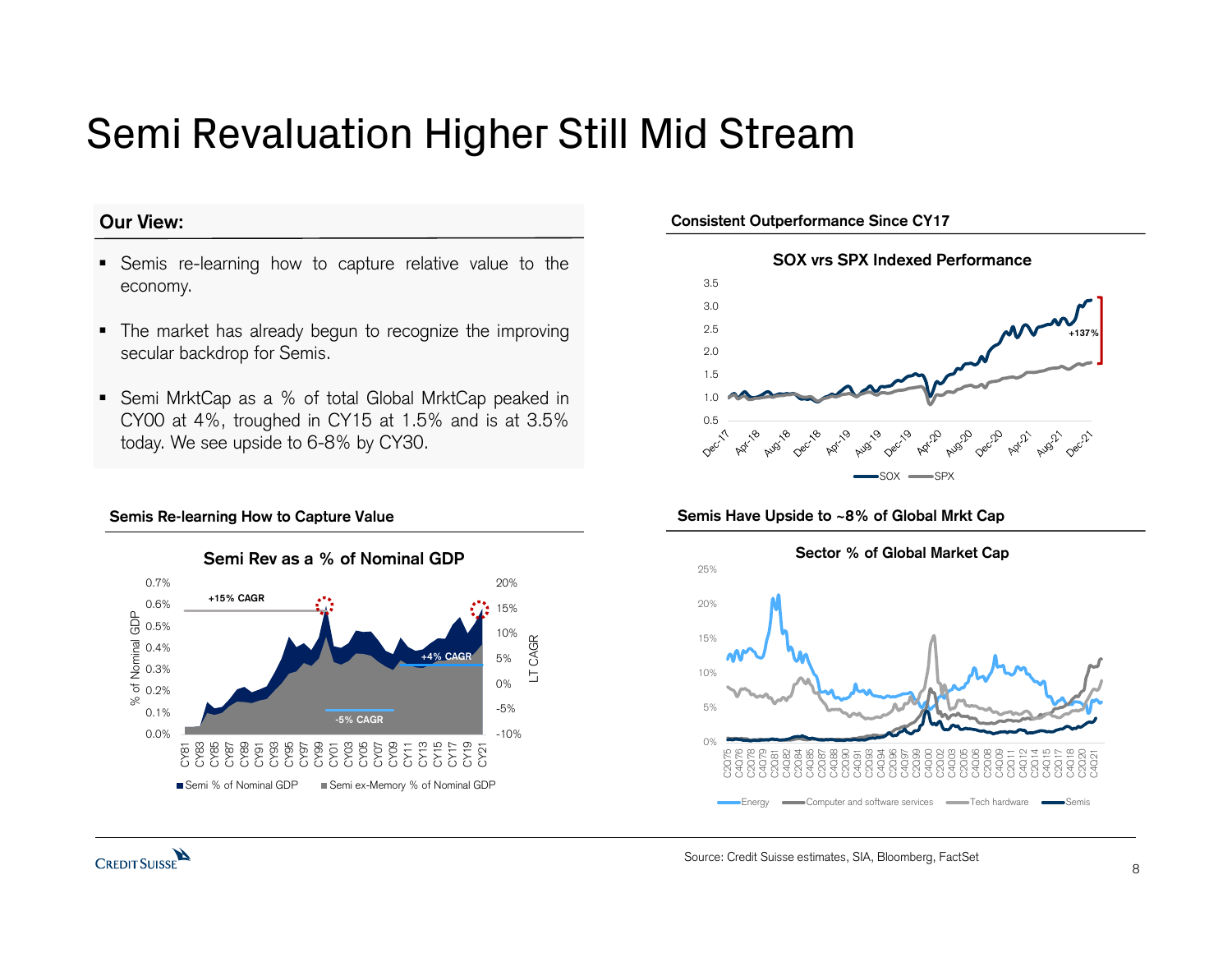# Semi Revaluation Higher Still Mid Stream

## Our View:

- Semis re-learning how to capture relative value to the economy.
- The market has already begun to recognize the improving secular backdrop for Semis.
- Semi MrktCap as a % of total Global MrktCap peaked in CY00 at 4%, troughed in CY15 at 1.5% and is at 3.5% today. We see upside to 6-8% by CY30.

### Consistent Outperformance Since CY17

SOX vrs SPX Indexed Performance

3.5
3.0
2.5
2.0
1.5
1.0
0.5

Dec-17 Apr-18 Aug-18 Dec-18 Apr-19 Aug-19 Dec-19 Apr-20 Aug-20 Dec-20 Apr-21 Aug-21 Dec-21

+137%

SOX SPX

### Semis Re-learning How to Capture Value

Semi Rev as a % of Nominal GDP

% of Nominal GDP: 0.7% 0.6% 0.5% 0.4% 0.3% 0.2% 0.1% 0.0%

LT CAGR: 20% 15% 10% 5% 0% -5% -10%

+15% CAGR

+4% CAGR

-5% CAGR

CY81 CY83 CY85 CY87 CY89 CY91 CY93 CY95 CY97 CY99 CY01 CY03 CY05 CY07 CY09 CY11 CY13 CY15 CY17 CY19 CY21

Semi % of Nominal GDP    Semi ex-Memory % of Nominal GDP

### Semis Have Upside to ~8% of Global Mrkt Cap

Sector % of Global Market Cap

25%
20%
15%
10%
5%
0%

C2Q75 C4Q76 C2Q78 C4Q79 C2Q81 C4Q82 C2Q84 C4Q85 C2Q87 C4Q88 C2Q90 C4Q91 C2Q93 C4Q94 C2Q96 C4Q97 C2Q99 C4Q00 C2Q02 C4Q03 C2Q05 C4Q06 C2Q08 C4Q09 C2Q11 C4Q12 C2Q14 C4Q15 C2Q17 C4Q18 C2Q20 C4Q21

Energy    Computer and software services    Tech hardware    Semis

Source: Credit Suisse estimates, SIA, Bloomberg, FactSet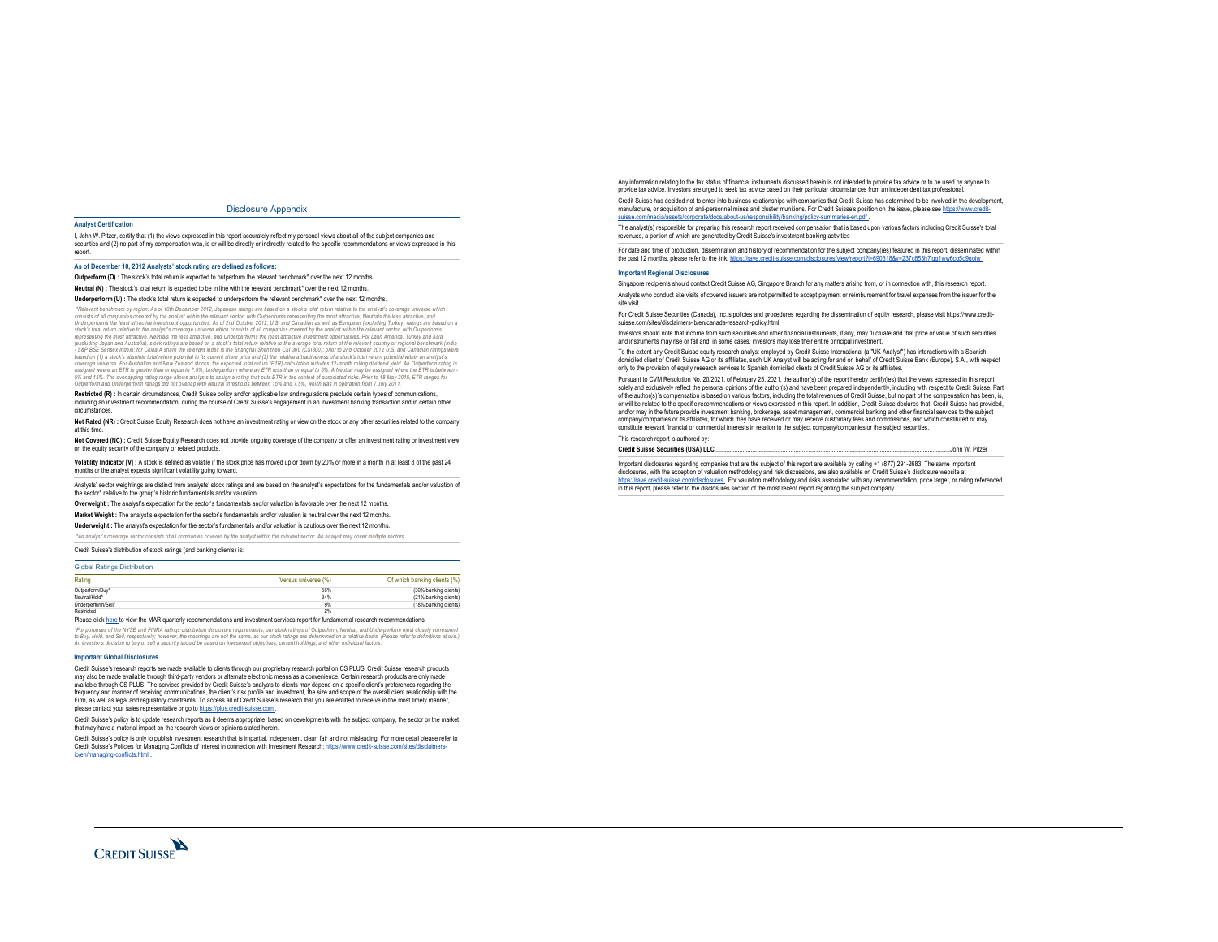# Disclosure Appendix

### Analyst Certification

I, John W. Pitzer, certify that (1) the views expressed in this report accurately reflect my personal views about all of the subject companies and securities and (2) no part of my compensation was, is or will be directly or indirectly related to the specific recommendations or views expressed in this report.

### As of December 10, 2012 Analysts' stock rating are defined as follows:

**Outperform (O) :** The stock's total return is expected to outperform the relevant benchmark* over the next 12 months.

**Neutral (N) :** The stock's total return is expected to be in line with the relevant benchmark* over the next 12 months.

**Underperform (U) :** The stock's total return is expected to underperform the relevant benchmark* over the next 12 months.

*\*Relevant benchmark by region: As of 10th December 2012, Japanese ratings are based on a stock's total return relative to the analyst's coverage universe which consists of all companies covered by the analyst within the relevant sector, with Outperforms representing the most attractive, Neutrals the less attractive, and Underperforms the least attractive investment opportunities. As of 2nd October 2012, U.S. and Canadian as well as European (excluding Turkey) ratings are based on a stock's total return relative to the analyst's coverage universe which consists of all companies covered by the analyst within the relevant sector, with Outperforms representing the most attractive, Neutrals the less attractive, and Underperforms the least attractive investment opportunities. For Latin America, Turkey and Asia (excluding Japan and Australia), stock ratings are based on a stock's total return relative to the average total return of the relevant country or regional benchmark (India - S&P BSE Sensex Index); for China A share the relevant index is the Shanghai Shenzhen CSI 300 (CSI300); prior to 2nd October 2012 U.S. and Canadian ratings were based on (1) a stock's absolute total return potential to its current share price and (2) the relative attractiveness of a stock's total return potential within an analyst's coverage universe. For Australian and New Zealand stocks, the expected total return (ETR) calculation includes 12-month rolling dividend yield. An Outperform rating is assigned where an ETR is greater than or equal to 7.5%; Underperform where an ETR less than or equal to 5%. A Neutral may be assigned where the ETR is between -5% and 15%. The overlapping rating range allows analysts to assign a rating that puts ETR in the context of associated risks. Prior to 18 May 2015, ETR ranges for Outperform and Underperform ratings did not overlap with Neutral thresholds between 15% and 7.5%, which was in operation from 7 July 2011.*

**Restricted (R) :** In certain circumstances, Credit Suisse policy and/or applicable law and regulations preclude certain types of communications, including an investment recommendation, during the course of Credit Suisse's engagement in an investment banking transaction and in certain other circumstances.

**Not Rated (NR) :** Credit Suisse Equity Research does not have an investment rating or view on the stock or any other securities related to the company at this time.

**Not Covered (NC) :** Credit Suisse Equity Research does not provide ongoing coverage of the company or offer an investment rating or investment view on the equity security of the company or related products.

**Volatility Indicator [V] :** A stock is defined as volatile if the stock price has moved up or down by 20% or more in a month in at least 8 of the past 24 months or the analyst expects significant volatility going forward.

Analysts' sector weightings are distinct from analysts' stock ratings and are based on the analyst's expectations for the fundamentals and/or valuation of the sector* relative to the group's historic fundamentals and/or valuation:

**Overweight :** The analyst's expectation for the sector's fundamentals and/or valuation is favorable over the next 12 months.

**Market Weight :** The analyst's expectation for the sector's fundamentals and/or valuation is neutral over the next 12 months.

**Underweight :** The analyst's expectation for the sector's fundamentals and/or valuation is cautious over the next 12 months.

*\*An analyst's coverage sector consists of all companies covered by the analyst within the relevant sector. An analyst may cover multiple sectors.*

Credit Suisse's distribution of stock ratings (and banking clients) is:

### Global Ratings Distribution

| Rating | Versus universe (%) | Of which banking clients (%) |
|---|---|---|
| Outperform/Buy* | 56% | (30% banking clients) |
| Neutral/Hold* | 34% | (21% banking clients) |
| Underperform/Sell* | 9% | (18% banking clients) |
| Restricted | 2% | |

Please click here to view the MAR quarterly recommendations and investment services report for fundamental research recommendations.

*\*For purposes of the NYSE and FINRA ratings distribution disclosure requirements, our stock ratings of Outperform, Neutral, and Underperform most closely correspond to Buy, Hold, and Sell, respectively; however, the meanings are not the same, as our stock ratings are determined on a relative basis. (Please refer to definitions above.) An investor's decision to buy or sell a security should be based on investment objectives, current holdings, and other individual factors.*

### Important Global Disclosures

Credit Suisse's research reports are made available to clients through our proprietary research portal on CS PLUS. Credit Suisse research products may also be made available through third-party vendors or alternate electronic means as a convenience. Certain research products are only made available through CS PLUS. The services provided by Credit Suisse's analysts to clients may depend on a specific client's preferences regarding the frequency and manner of receiving communications, the client's risk profile and investment, the size and scope of the overall client relationship with the Firm, as well as legal and regulatory constraints. To access all of Credit Suisse's research that you are entitled to receive in the most timely manner, please contact your sales representative or go to https://plus.credit-suisse.com .

Credit Suisse's policy is to update research reports as it deems appropriate, based on developments with the subject company, the sector or the market that may have a material impact on the research views or opinions stated herein.

Credit Suisse's policy is only to publish investment research that is impartial, independent, clear, fair and not misleading. For more detail please refer to Credit Suisse's Policies for Managing Conflicts of Interest in connection with Investment Research: https://www.credit-suisse.com/sites/disclaimers-ib/en/managing-conflicts.html .

Any information relating to the tax status of financial instruments discussed herein is not intended to provide tax advice or to be used by anyone to provide tax advice. Investors are urged to seek tax advice based on their particular circumstances from an independent tax professional.

Credit Suisse has decided not to enter into business relationships with companies that Credit Suisse has determined to be involved in the development, manufacture, or acquisition of anti-personnel mines and cluster munitions. For Credit Suisse's position on the issue, please see https://www.credit-suisse.com/media/assets/corporate/docs/about-us/responsibility/banking/policy-summaries-en.pdf .

The analyst(s) responsible for preparing this research report received compensation that is based upon various factors including Credit Suisse's total revenues, a portion of which are generated by Credit Suisse's investment banking activities

For date and time of production, dissemination and history of recommendation for the subject company(ies) featured in this report, disseminated within the past 12 months, please refer to the link: https://rave.credit-suisse.com/disclosures/view/report?i=690318&v=237c853h7igg1ww6cq5q9qoiw .

### Important Regional Disclosures

Singapore recipients should contact Credit Suisse AG, Singapore Branch for any matters arising from, or in connection with, this research report.

Analysts who conduct site visits of covered issuers are not permitted to accept payment or reimbursement for travel expenses from the issuer for the site visit.

For Credit Suisse Securities (Canada), Inc.'s policies and procedures regarding the dissemination of equity research, please visit https://www.credit-suisse.com/sites/disclaimers-ib/en/canada-research-policy.html.

Investors should note that income from such securities and other financial instruments, if any, may fluctuate and that price or value of such securities and instruments may rise or fall and, in some cases, investors may lose their entire principal investment.

To the extent any Credit Suisse equity research analyst employed by Credit Suisse International (a "UK Analyst") has interactions with a Spanish domiciled client of Credit Suisse AG or its affiliates, such UK Analyst will be acting for and on behalf of Credit Suisse Bank (Europe), S.A., with respect only to the provision of equity research services to Spanish domiciled clients of Credit Suisse AG or its affiliates.

Pursuant to CVM Resolution No. 20/2021, of February 25, 2021, the author(s) of the report hereby certify(ies) that the views expressed in this report solely and exclusively reflect the personal opinions of the author(s) and have been prepared independently, including with respect to Credit Suisse. Part of the author(s)'s compensation is based on various factors, including the total revenues of Credit Suisse, but no part of the compensation has been, is, or will be related to the specific recommendations or views expressed in this report. In addition, Credit Suisse declares that: Credit Suisse has provided, and/or may in the future provide investment banking, brokerage, asset management, commercial banking and other financial services to the subject company/companies or its affiliates, for which they have received or may receive customary fees and commissions, and which constituted or may constitute relevant financial or commercial interests in relation to the subject company/companies or the subject securities.

This research report is authored by:

**Credit Suisse Securities (USA) LLC** ........................................................................ John W. Pitzer

Important disclosures regarding companies that are the subject of this report are available by calling +1 (877) 291-2683. The same important disclosures, with the exception of valuation methodology and risk discussions, are also available on Credit Suisse's disclosure website at https://rave.credit-suisse.com/disclosures . For valuation methodology and risks associated with any recommendation, price target, or rating referenced in this report, please refer to the disclosures section of the most recent report regarding the subject company.